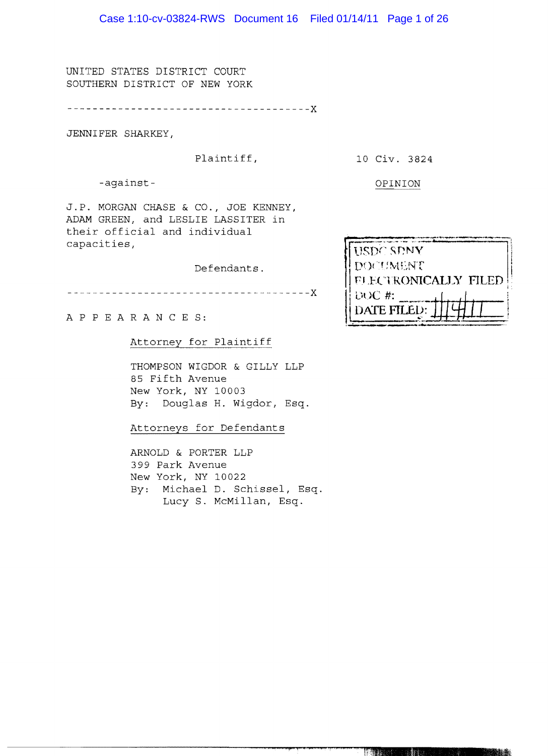UNITED STATES DISTRICT COURT
SOUTHERN DISTRICT OF NEW YORK

--------------------------------------X

JENNIFER SHARKEY,

Plaintiff,

10 Civ. 3824

-against-

OPINION

J.P. MORGAN CHASE & CO., JOE KENNEY, ADAM GREEN, and LESLIE LASSITER in their official and individual capacities,

Defendants.

--------------------------------------X

USDC SDNY
DOCUMENT
ELECTRONICALLY FILED
DOC #: \_\_\_\_\_\_\_\_
DATE FILED: 1/14/11

A P P E A R A N C E S:

Attorney for Plaintiff

THOMPSON WIGDOR & GILLY LLP
85 Fifth Avenue
New York, NY 10003
By: Douglas H. Wigdor, Esq.

Attorneys for Defendants

ARNOLD & PORTER LLP
399 Park Avenue
New York, NY 10022
By: Michael D. Schissel, Esq.
Lucy S. McMillan, Esq.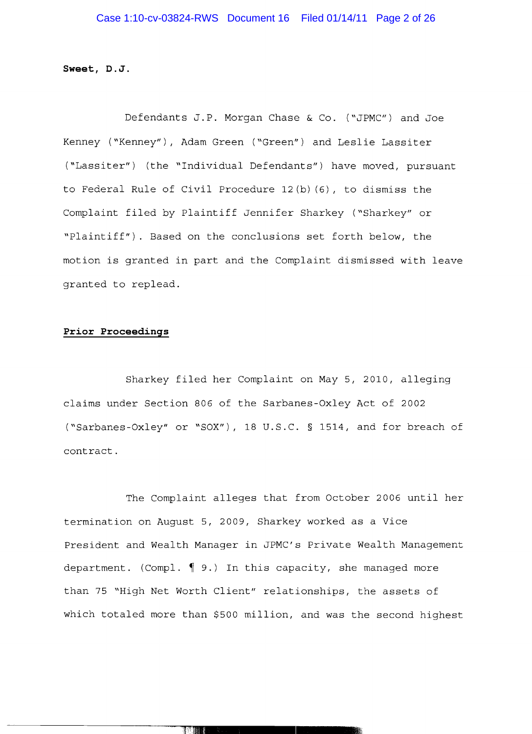**Sweet, D.J.**

Defendants J.P. Morgan Chase & Co. ("JPMC") and Joe Kenney ("Kenney"), Adam Green ("Green") and Leslie Lassiter ("Lassiter") (the "Individual Defendants") have moved, pursuant to Federal Rule of Civil Procedure 12(b)(6), to dismiss the Complaint filed by Plaintiff Jennifer Sharkey ("Sharkey" or "Plaintiff"). Based on the conclusions set forth below, the motion is granted in part and the Complaint dismissed with leave granted to replead.

**Prior Proceedings**

Sharkey filed her Complaint on May 5, 2010, alleging claims under Section 806 of the Sarbanes-Oxley Act of 2002 ("Sarbanes-Oxley" or "SOX"), 18 U.S.C. § 1514, and for breach of contract.

The Complaint alleges that from October 2006 until her termination on August 5, 2009, Sharkey worked as a Vice President and Wealth Manager in JPMC's Private Wealth Management department. (Compl. ¶ 9.) In this capacity, she managed more than 75 "High Net Worth Client" relationships, the assets of which totaled more than $500 million, and was the second highest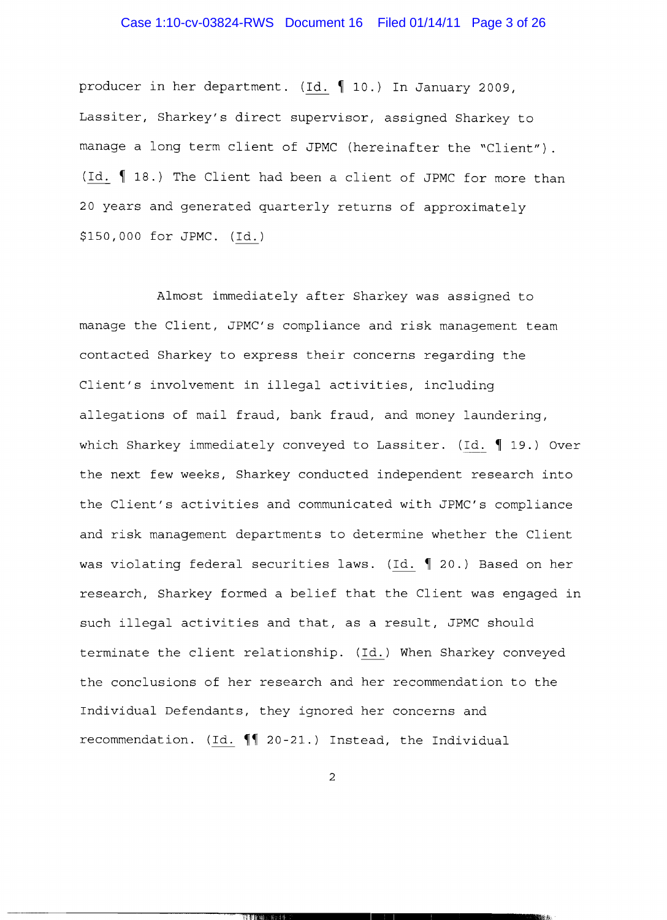producer in her department. (Id. ¶ 10.) In January 2009, Lassiter, Sharkey's direct supervisor, assigned Sharkey to manage a long term client of JPMC (hereinafter the "Client"). (Id. ¶ 18.) The Client had been a client of JPMC for more than 20 years and generated quarterly returns of approximately $150,000 for JPMC. (Id.)

Almost immediately after Sharkey was assigned to manage the Client, JPMC's compliance and risk management team contacted Sharkey to express their concerns regarding the Client's involvement in illegal activities, including allegations of mail fraud, bank fraud, and money laundering, which Sharkey immediately conveyed to Lassiter. (Id. ¶ 19.) Over the next few weeks, Sharkey conducted independent research into the Client's activities and communicated with JPMC's compliance and risk management departments to determine whether the Client was violating federal securities laws. (Id. ¶ 20.) Based on her research, Sharkey formed a belief that the Client was engaged in such illegal activities and that, as a result, JPMC should terminate the client relationship. (Id.) When Sharkey conveyed the conclusions of her research and her recommendation to the Individual Defendants, they ignored her concerns and recommendation. (Id. ¶¶ 20-21.) Instead, the Individual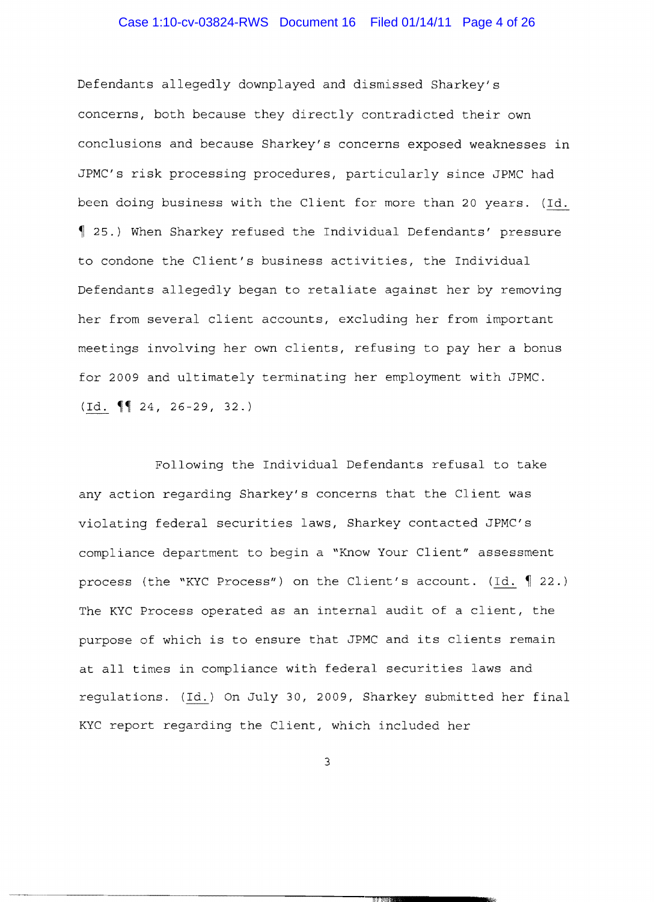Defendants allegedly downplayed and dismissed Sharkey's concerns, both because they directly contradicted their own conclusions and because Sharkey's concerns exposed weaknesses in JPMC's risk processing procedures, particularly since JPMC had been doing business with the Client for more than 20 years. (Id. ¶ 25.) When Sharkey refused the Individual Defendants' pressure to condone the Client's business activities, the Individual Defendants allegedly began to retaliate against her by removing her from several client accounts, excluding her from important meetings involving her own clients, refusing to pay her a bonus for 2009 and ultimately terminating her employment with JPMC. (Id. ¶¶ 24, 26-29, 32.)

Following the Individual Defendants refusal to take any action regarding Sharkey's concerns that the Client was violating federal securities laws, Sharkey contacted JPMC's compliance department to begin a "Know Your Client" assessment process (the "KYC Process") on the Client's account. (Id. ¶ 22.) The KYC Process operated as an internal audit of a client, the purpose of which is to ensure that JPMC and its clients remain at all times in compliance with federal securities laws and regulations. (Id.) On July 30, 2009, Sharkey submitted her final KYC report regarding the Client, which included her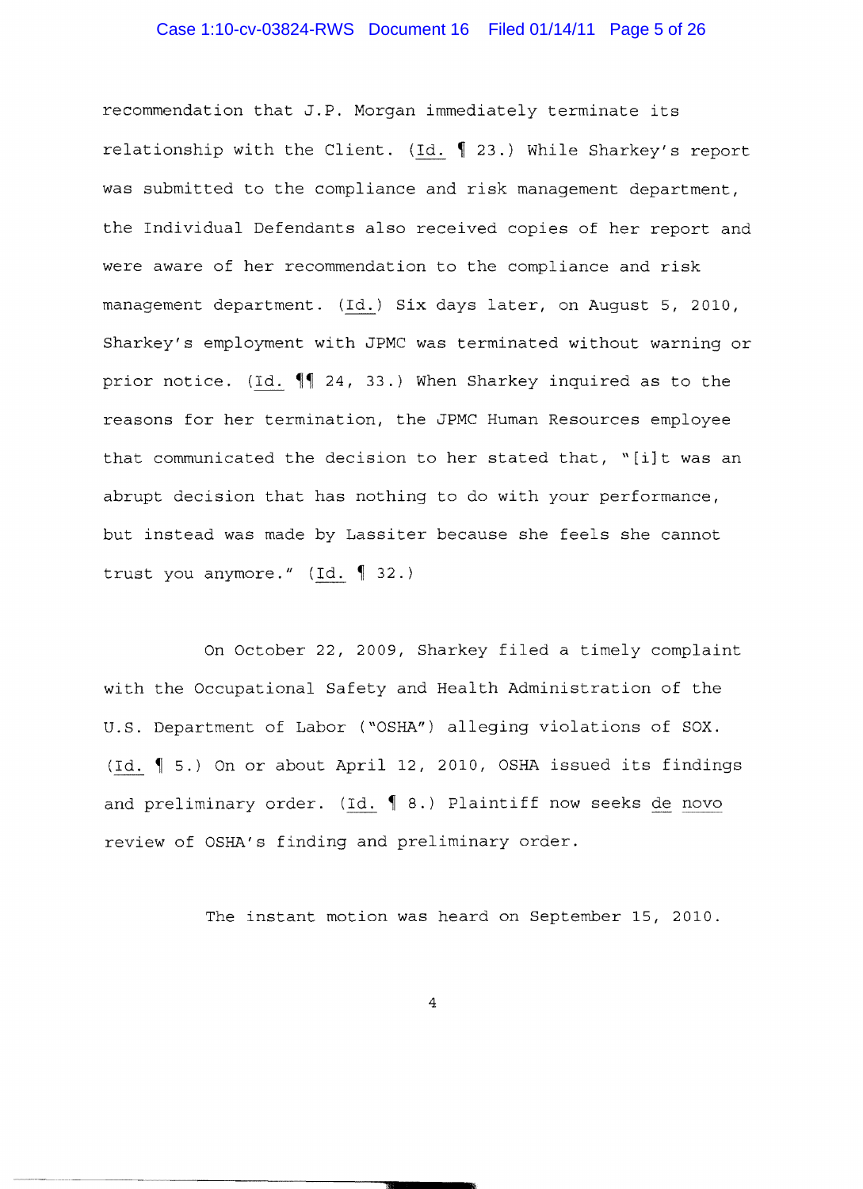recommendation that J.P. Morgan immediately terminate its relationship with the Client. (_Id._ ¶ 23.) While Sharkey's report was submitted to the compliance and risk management department, the Individual Defendants also received copies of her report and were aware of her recommendation to the compliance and risk management department. (_Id._) Six days later, on August 5, 2010, Sharkey's employment with JPMC was terminated without warning or prior notice. (_Id._ ¶¶ 24, 33.) When Sharkey inquired as to the reasons for her termination, the JPMC Human Resources employee that communicated the decision to her stated that, "[i]t was an abrupt decision that has nothing to do with your performance, but instead was made by Lassiter because she feels she cannot trust you anymore." (_Id._ ¶ 32.)

On October 22, 2009, Sharkey filed a timely complaint with the Occupational Safety and Health Administration of the U.S. Department of Labor ("OSHA") alleging violations of SOX. (_Id._ ¶ 5.) On or about April 12, 2010, OSHA issued its findings and preliminary order. (_Id._ ¶ 8.) Plaintiff now seeks _de novo_ review of OSHA's finding and preliminary order.

The instant motion was heard on September 15, 2010.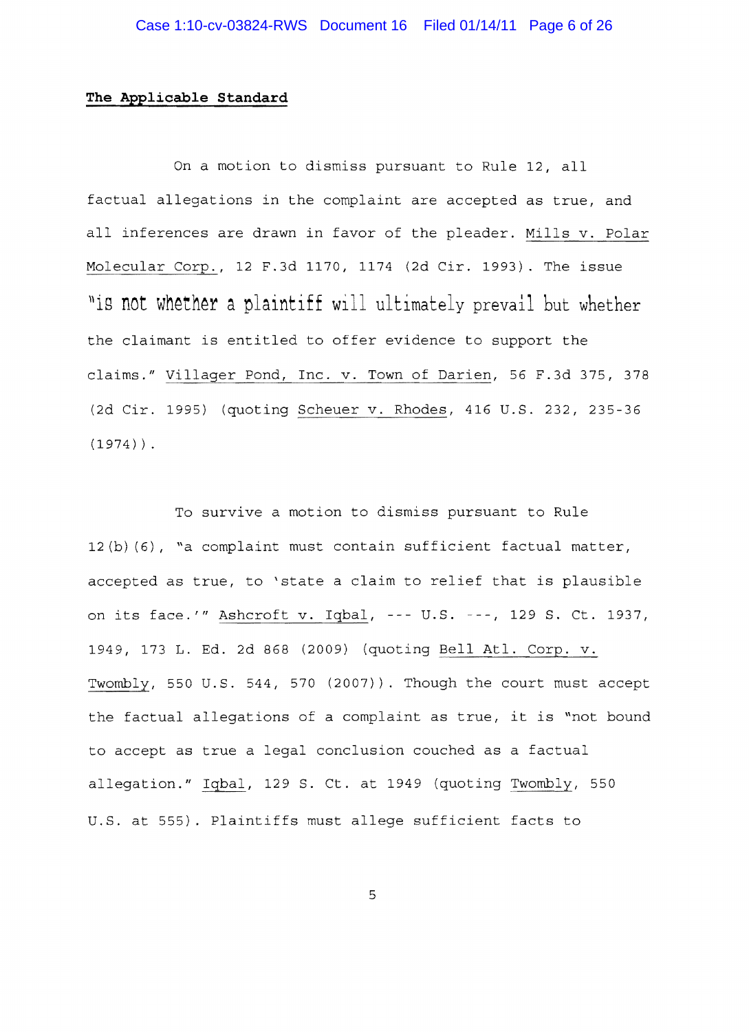**The Applicable Standard**

On a motion to dismiss pursuant to Rule 12, all factual allegations in the complaint are accepted as true, and all inferences are drawn in favor of the pleader. Mills v. Polar Molecular Corp., 12 F.3d 1170, 1174 (2d Cir. 1993). The issue "is not whether a plaintiff will ultimately prevail but whether the claimant is entitled to offer evidence to support the claims." Villager Pond, Inc. v. Town of Darien, 56 F.3d 375, 378 (2d Cir. 1995) (quoting Scheuer v. Rhodes, 416 U.S. 232, 235-36 (1974)).

To survive a motion to dismiss pursuant to Rule 12(b)(6), "a complaint must contain sufficient factual matter, accepted as true, to 'state a claim to relief that is plausible on its face.'" Ashcroft v. Iqbal, --- U.S. ---, 129 S. Ct. 1937, 1949, 173 L. Ed. 2d 868 (2009) (quoting Bell Atl. Corp. v. Twombly, 550 U.S. 544, 570 (2007)). Though the court must accept the factual allegations of a complaint as true, it is "not bound to accept as true a legal conclusion couched as a factual allegation." Iqbal, 129 S. Ct. at 1949 (quoting Twombly, 550 U.S. at 555). Plaintiffs must allege sufficient facts to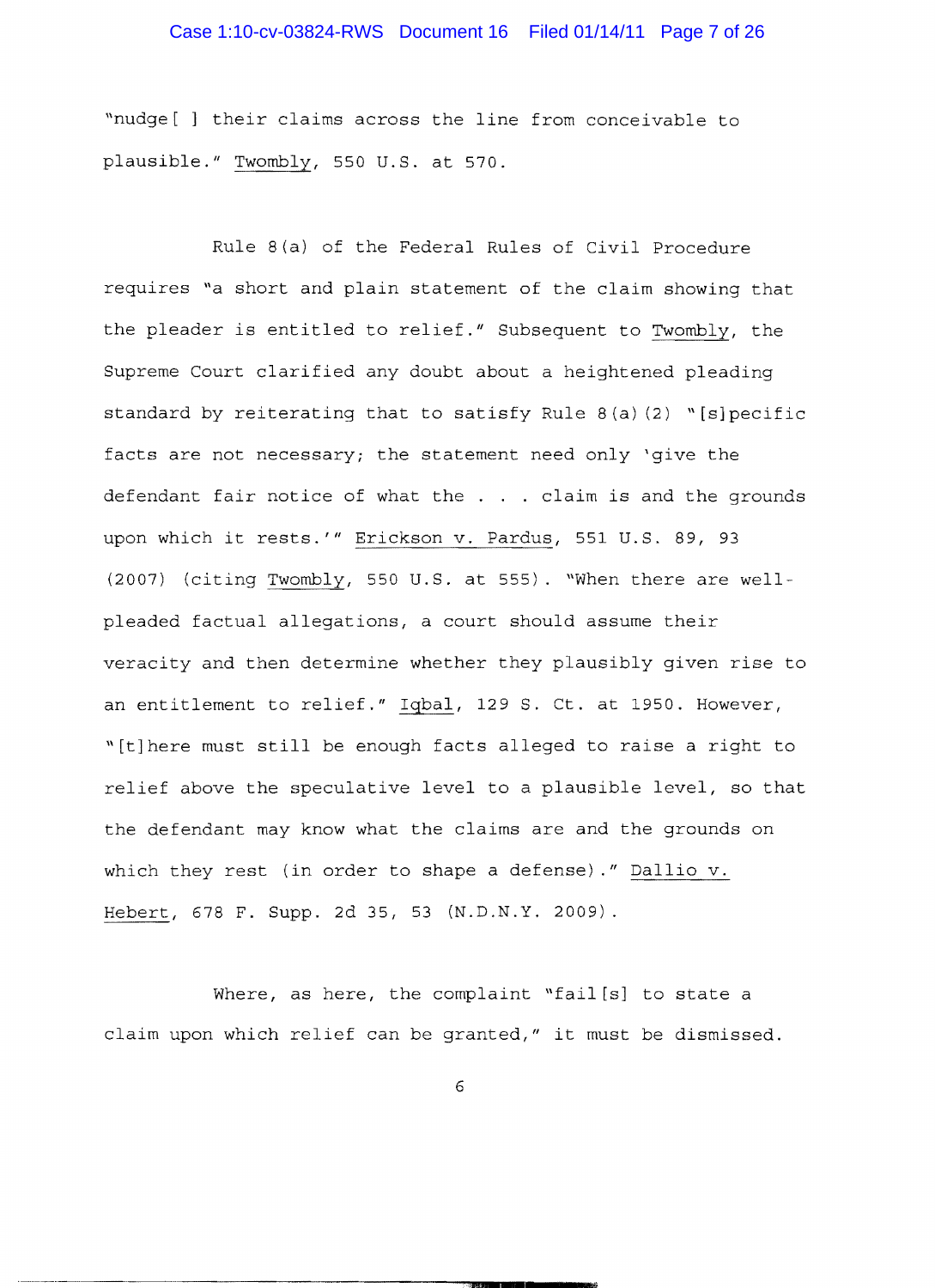"nudge[ ] their claims across the line from conceivable to plausible." Twombly, 550 U.S. at 570.

Rule 8(a) of the Federal Rules of Civil Procedure requires "a short and plain statement of the claim showing that the pleader is entitled to relief." Subsequent to Twombly, the Supreme Court clarified any doubt about a heightened pleading standard by reiterating that to satisfy Rule 8(a)(2) "[s]pecific facts are not necessary; the statement need only 'give the defendant fair notice of what the . . . claim is and the grounds upon which it rests.'" Erickson v. Pardus, 551 U.S. 89, 93 (2007) (citing Twombly, 550 U.S. at 555). "When there are well-pleaded factual allegations, a court should assume their veracity and then determine whether they plausibly given rise to an entitlement to relief." Iqbal, 129 S. Ct. at 1950. However, "[t]here must still be enough facts alleged to raise a right to relief above the speculative level to a plausible level, so that the defendant may know what the claims are and the grounds on which they rest (in order to shape a defense)." Dallio v. Hebert, 678 F. Supp. 2d 35, 53 (N.D.N.Y. 2009).

Where, as here, the complaint "fail[s] to state a claim upon which relief can be granted," it must be dismissed.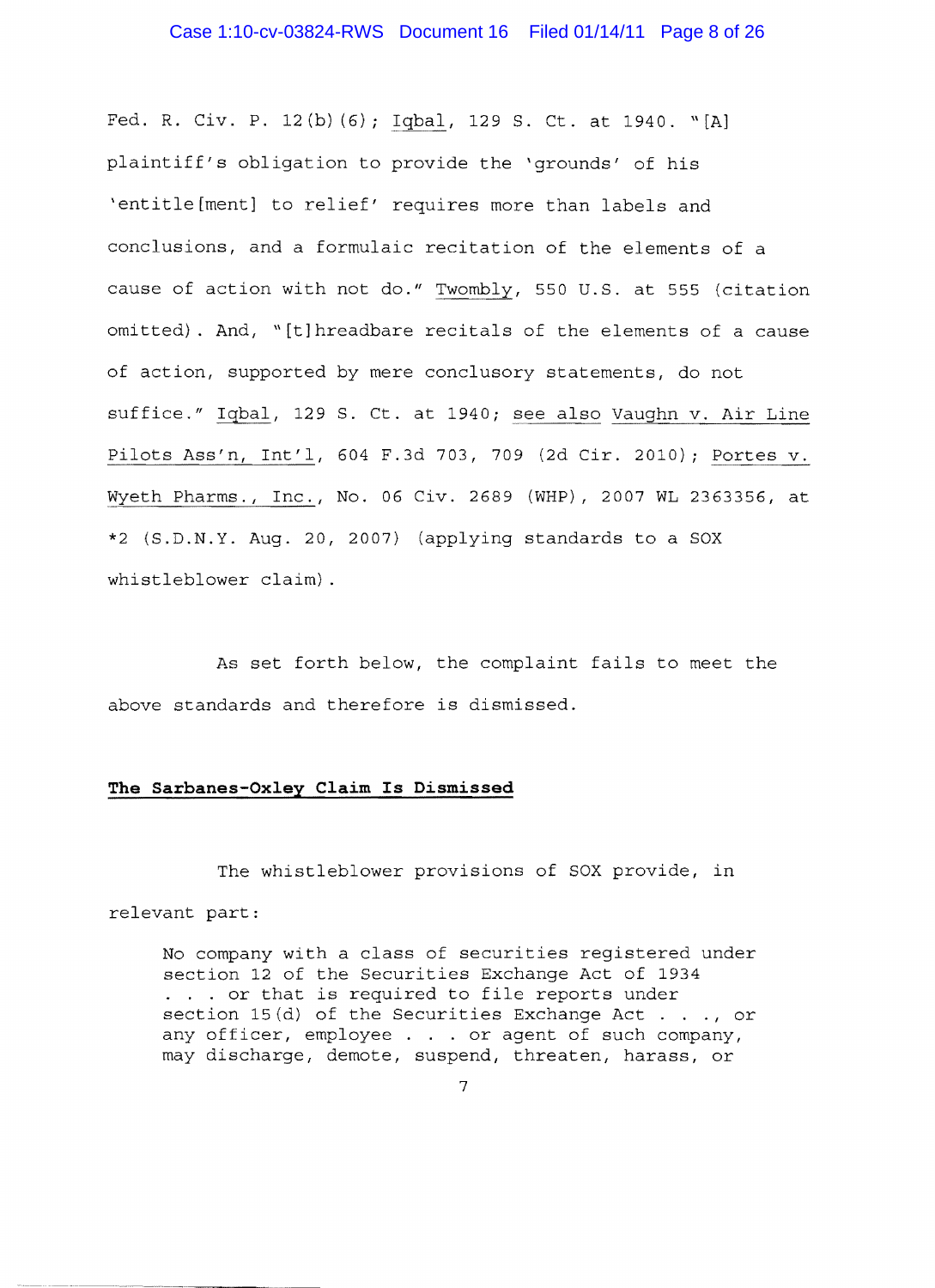Fed. R. Civ. P. 12(b)(6); Iqbal, 129 S. Ct. at 1940. "[A] plaintiff's obligation to provide the 'grounds' of his 'entitle[ment] to relief' requires more than labels and conclusions, and a formulaic recitation of the elements of a cause of action with not do." Twombly, 550 U.S. at 555 (citation omitted). And, "[t]hreadbare recitals of the elements of a cause of action, supported by mere conclusory statements, do not suffice." Iqbal, 129 S. Ct. at 1940; see also Vaughn v. Air Line Pilots Ass'n, Int'l, 604 F.3d 703, 709 (2d Cir. 2010); Portes v. Wyeth Pharms., Inc., No. 06 Civ. 2689 (WHP), 2007 WL 2363356, at *2 (S.D.N.Y. Aug. 20, 2007) (applying standards to a SOX whistleblower claim).

As set forth below, the complaint fails to meet the above standards and therefore is dismissed.

**The Sarbanes-Oxley Claim Is Dismissed**

The whistleblower provisions of SOX provide, in relevant part:

> No company with a class of securities registered under section 12 of the Securities Exchange Act of 1934 . . . or that is required to file reports under section 15(d) of the Securities Exchange Act . . ., or any officer, employee . . . or agent of such company, may discharge, demote, suspend, threaten, harass, or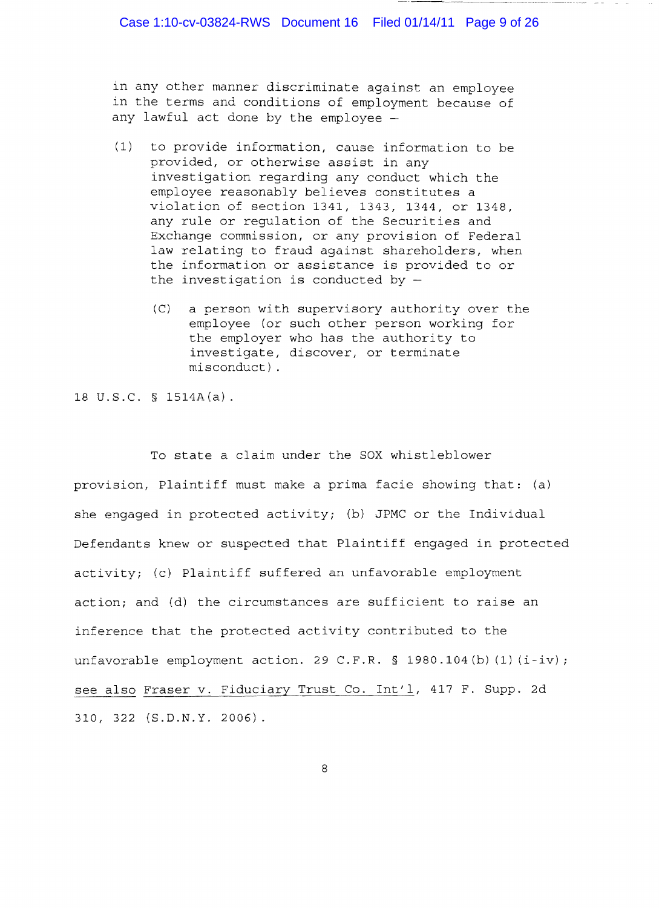> in any other manner discriminate against an employee in the terms and conditions of employment because of any lawful act done by the employee –
>
> (1) to provide information, cause information to be provided, or otherwise assist in any investigation regarding any conduct which the employee reasonably believes constitutes a violation of section 1341, 1343, 1344, or 1348, any rule or regulation of the Securities and Exchange commission, or any provision of Federal law relating to fraud against shareholders, when the information or assistance is provided to or the investigation is conducted by –
>
> (C) a person with supervisory authority over the employee (or such other person working for the employer who has the authority to investigate, discover, or terminate misconduct).

18 U.S.C. § 1514A(a).

To state a claim under the SOX whistleblower provision, Plaintiff must make a prima facie showing that: (a) she engaged in protected activity; (b) JPMC or the Individual Defendants knew or suspected that Plaintiff engaged in protected activity; (c) Plaintiff suffered an unfavorable employment action; and (d) the circumstances are sufficient to raise an inference that the protected activity contributed to the unfavorable employment action. 29 C.F.R. § 1980.104(b)(1)(i-iv); _see also_ _Fraser v. Fiduciary Trust Co. Int'l_, 417 F. Supp. 2d 310, 322 (S.D.N.Y. 2006).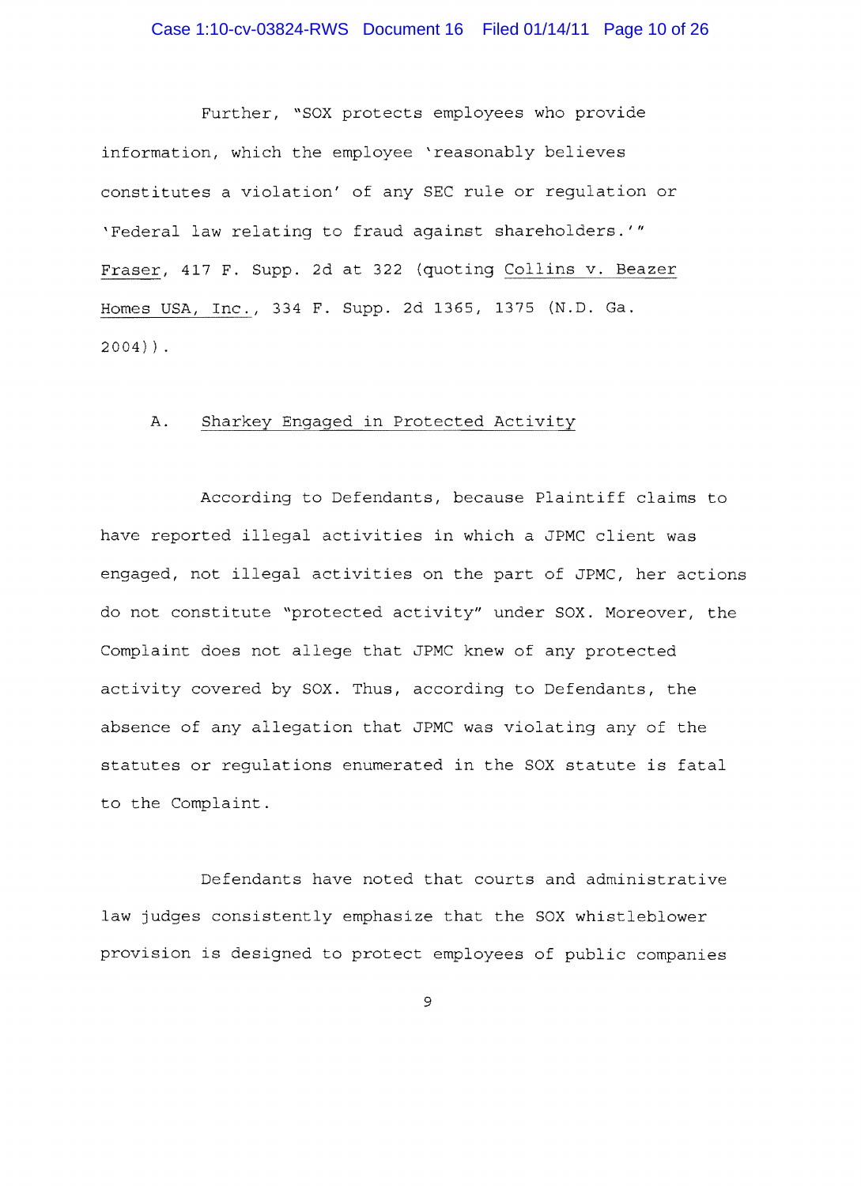Further, "SOX protects employees who provide information, which the employee 'reasonably believes constitutes a violation' of any SEC rule or regulation or 'Federal law relating to fraud against shareholders.'" Fraser, 417 F. Supp. 2d at 322 (quoting Collins v. Beazer Homes USA, Inc., 334 F. Supp. 2d 1365, 1375 (N.D. Ga. 2004)).

### A. Sharkey Engaged in Protected Activity

According to Defendants, because Plaintiff claims to have reported illegal activities in which a JPMC client was engaged, not illegal activities on the part of JPMC, her actions do not constitute "protected activity" under SOX. Moreover, the Complaint does not allege that JPMC knew of any protected activity covered by SOX. Thus, according to Defendants, the absence of any allegation that JPMC was violating any of the statutes or regulations enumerated in the SOX statute is fatal to the Complaint.

Defendants have noted that courts and administrative law judges consistently emphasize that the SOX whistleblower provision is designed to protect employees of public companies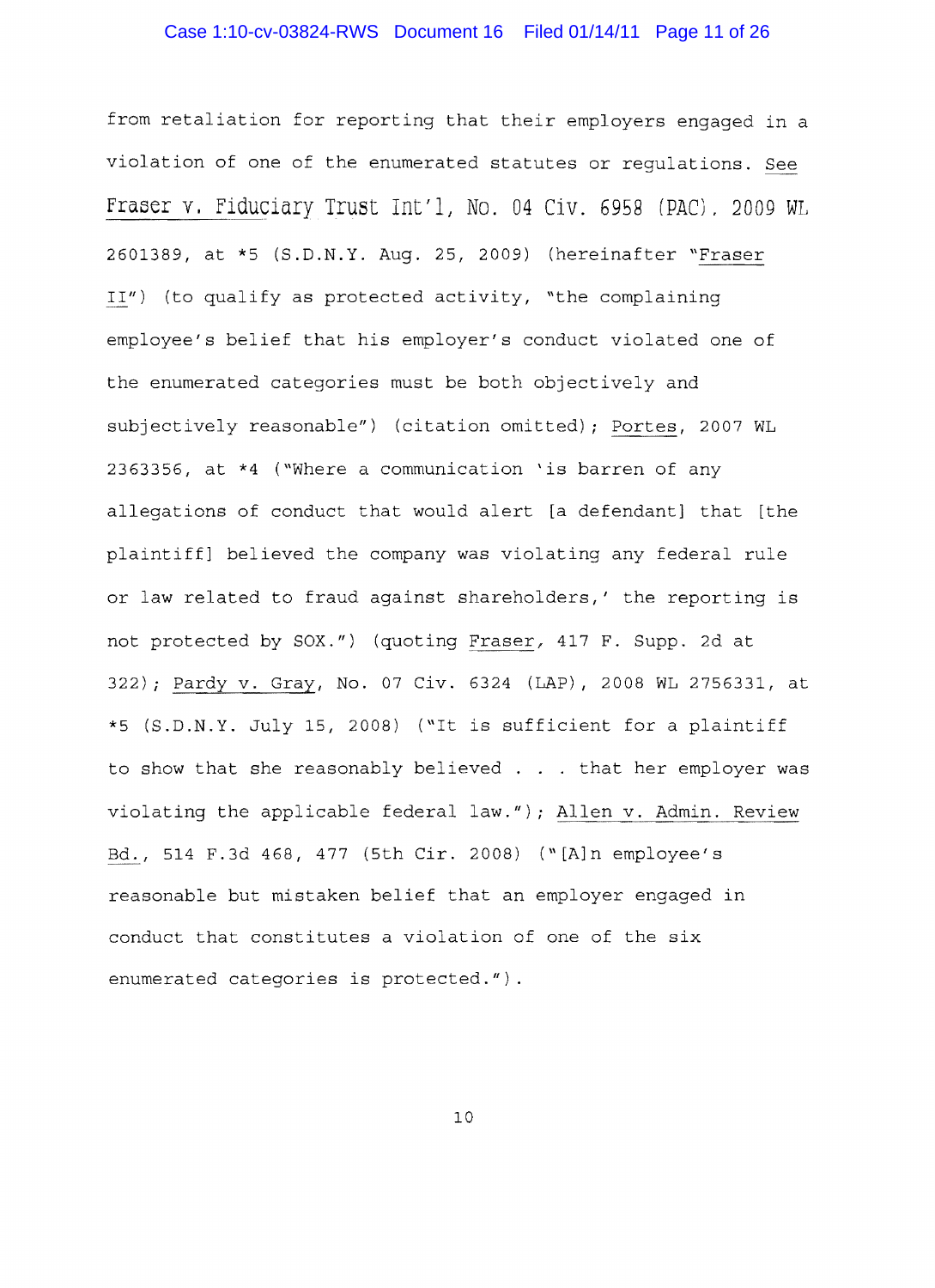from retaliation for reporting that their employers engaged in a violation of one of the enumerated statutes or regulations. _See_ _Fraser v. Fiduciary Trust Int'l_, No. 04 Civ. 6958 (PAC), 2009 WL 2601389, at *5 (S.D.N.Y. Aug. 25, 2009) (hereinafter "_Fraser II_") (to qualify as protected activity, "the complaining employee's belief that his employer's conduct violated one of the enumerated categories must be both objectively and subjectively reasonable") (citation omitted); _Portes_, 2007 WL 2363356, at *4 ("Where a communication 'is barren of any allegations of conduct that would alert [a defendant] that [the plaintiff] believed the company was violating any federal rule or law related to fraud against shareholders,' the reporting is not protected by SOX.") (quoting _Fraser_, 417 F. Supp. 2d at 322); _Pardy v. Gray_, No. 07 Civ. 6324 (LAP), 2008 WL 2756331, at *5 (S.D.N.Y. July 15, 2008) ("It is sufficient for a plaintiff to show that she reasonably believed . . . that her employer was violating the applicable federal law."); _Allen v. Admin. Review Bd._, 514 F.3d 468, 477 (5th Cir. 2008) ("[A]n employee's reasonable but mistaken belief that an employer engaged in conduct that constitutes a violation of one of the six enumerated categories is protected.").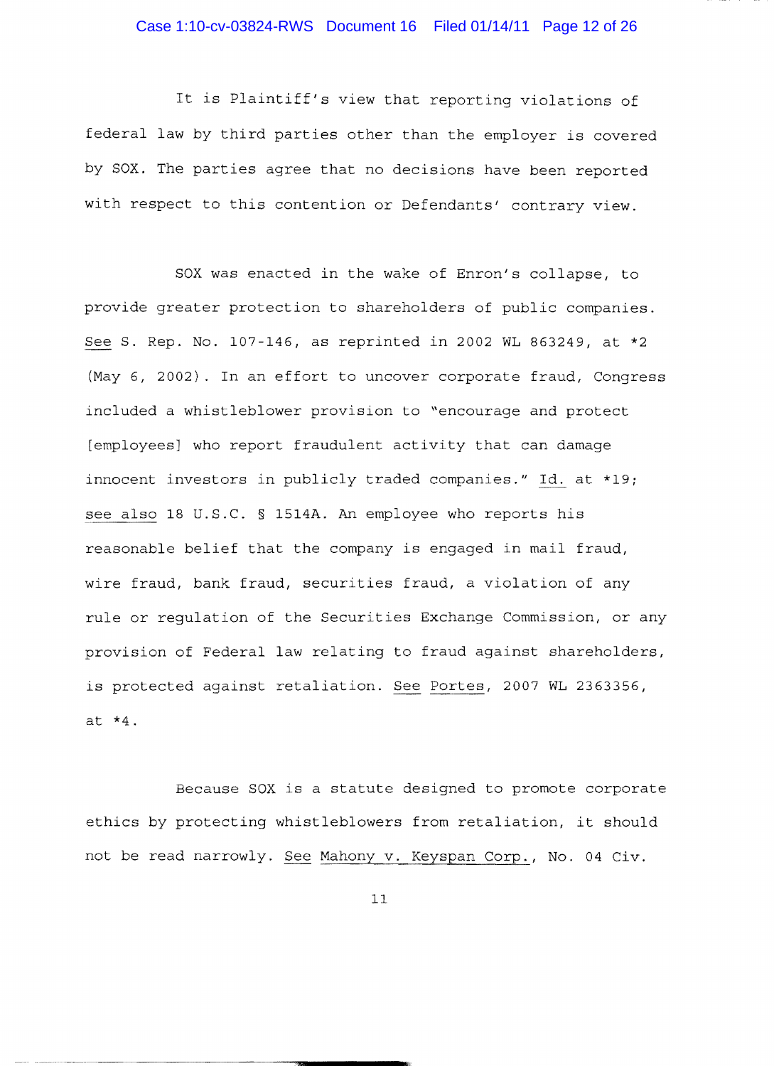It is Plaintiff's view that reporting violations of federal law by third parties other than the employer is covered by SOX. The parties agree that no decisions have been reported with respect to this contention or Defendants' contrary view.

SOX was enacted in the wake of Enron's collapse, to provide greater protection to shareholders of public companies. See S. Rep. No. 107-146, as reprinted in 2002 WL 863249, at *2 (May 6, 2002). In an effort to uncover corporate fraud, Congress included a whistleblower provision to "encourage and protect [employees] who report fraudulent activity that can damage innocent investors in publicly traded companies." Id. at *19; see also 18 U.S.C. § 1514A. An employee who reports his reasonable belief that the company is engaged in mail fraud, wire fraud, bank fraud, securities fraud, a violation of any rule or regulation of the Securities Exchange Commission, or any provision of Federal law relating to fraud against shareholders, is protected against retaliation. See Portes, 2007 WL 2363356, at *4.

Because SOX is a statute designed to promote corporate ethics by protecting whistleblowers from retaliation, it should not be read narrowly. See Mahony v. Keyspan Corp., No. 04 Civ.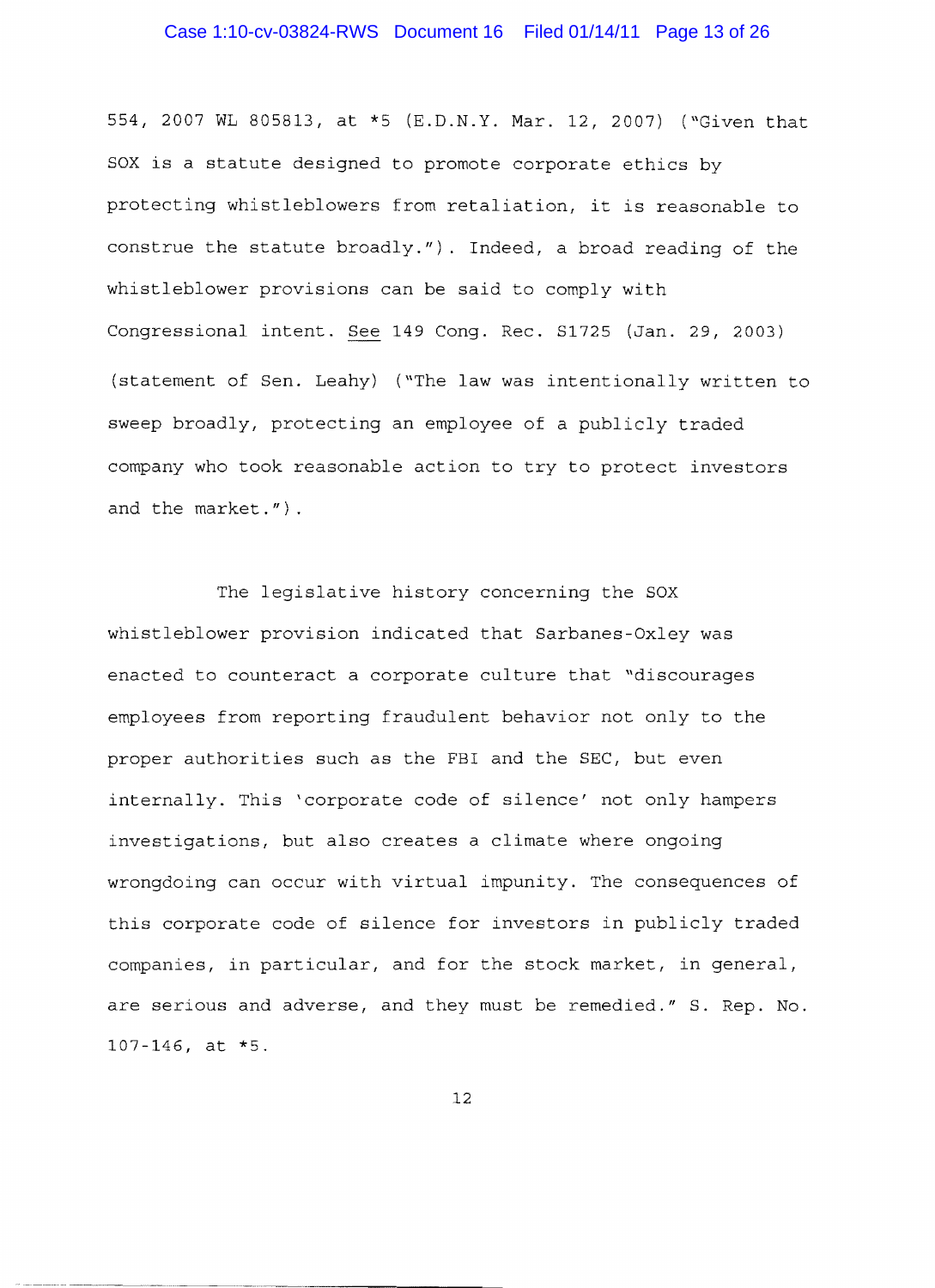554, 2007 WL 805813, at *5 (E.D.N.Y. Mar. 12, 2007) ("Given that SOX is a statute designed to promote corporate ethics by protecting whistleblowers from retaliation, it is reasonable to construe the statute broadly."). Indeed, a broad reading of the whistleblower provisions can be said to comply with Congressional intent. See 149 Cong. Rec. S1725 (Jan. 29, 2003) (statement of Sen. Leahy) ("The law was intentionally written to sweep broadly, protecting an employee of a publicly traded company who took reasonable action to try to protect investors and the market.").

The legislative history concerning the SOX whistleblower provision indicated that Sarbanes-Oxley was enacted to counteract a corporate culture that "discourages employees from reporting fraudulent behavior not only to the proper authorities such as the FBI and the SEC, but even internally. This 'corporate code of silence' not only hampers investigations, but also creates a climate where ongoing wrongdoing can occur with virtual impunity. The consequences of this corporate code of silence for investors in publicly traded companies, in particular, and for the stock market, in general, are serious and adverse, and they must be remedied." S. Rep. No. 107-146, at *5.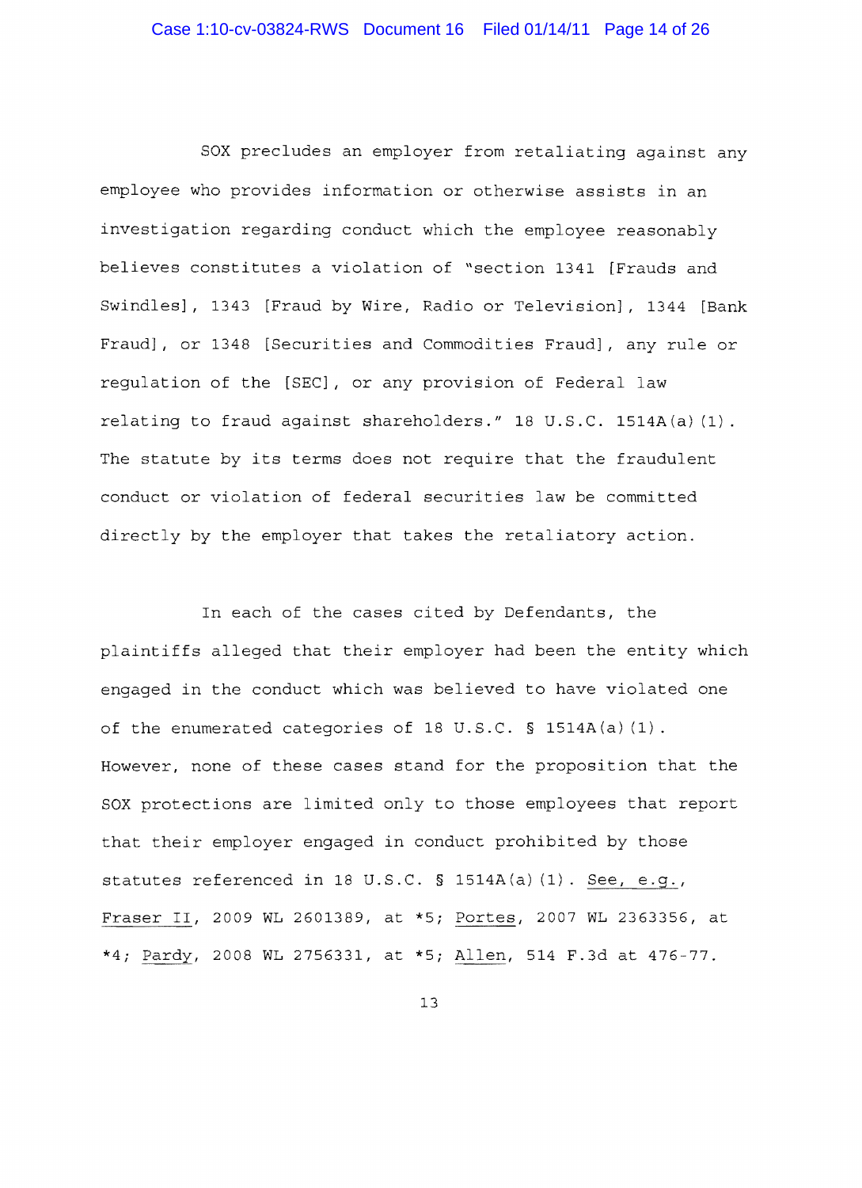SOX precludes an employer from retaliating against any employee who provides information or otherwise assists in an investigation regarding conduct which the employee reasonably believes constitutes a violation of "section 1341 [Frauds and Swindles], 1343 [Fraud by Wire, Radio or Television], 1344 [Bank Fraud], or 1348 [Securities and Commodities Fraud], any rule or regulation of the [SEC], or any provision of Federal law relating to fraud against shareholders." 18 U.S.C. 1514A(a)(1). The statute by its terms does not require that the fraudulent conduct or violation of federal securities law be committed directly by the employer that takes the retaliatory action.

In each of the cases cited by Defendants, the plaintiffs alleged that their employer had been the entity which engaged in the conduct which was believed to have violated one of the enumerated categories of 18 U.S.C. § 1514A(a)(1). However, none of these cases stand for the proposition that the SOX protections are limited only to those employees that report that their employer engaged in conduct prohibited by those statutes referenced in 18 U.S.C. § 1514A(a)(1). See, e.g., Fraser II, 2009 WL 2601389, at *5; Portes, 2007 WL 2363356, at *4; Pardy, 2008 WL 2756331, at *5; Allen, 514 F.3d at 476-77.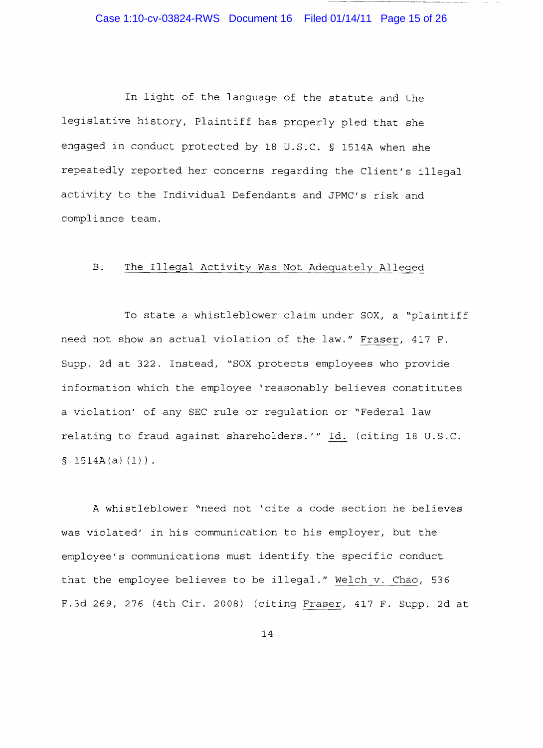In light of the language of the statute and the legislative history, Plaintiff has properly pled that she engaged in conduct protected by 18 U.S.C. § 1514A when she repeatedly reported her concerns regarding the Client's illegal activity to the Individual Defendants and JPMC's risk and compliance team.

### B. The Illegal Activity Was Not Adequately Alleged

To state a whistleblower claim under SOX, a "plaintiff need not show an actual violation of the law." Fraser, 417 F. Supp. 2d at 322. Instead, "SOX protects employees who provide information which the employee 'reasonably believes constitutes a violation' of any SEC rule or regulation or "Federal law relating to fraud against shareholders.'" Id. (citing 18 U.S.C. § 1514A(a)(1)).

A whistleblower "need not 'cite a code section he believes was violated' in his communication to his employer, but the employee's communications must identify the specific conduct that the employee believes to be illegal." Welch v. Chao, 536 F.3d 269, 276 (4th Cir. 2008) (citing Fraser, 417 F. Supp. 2d at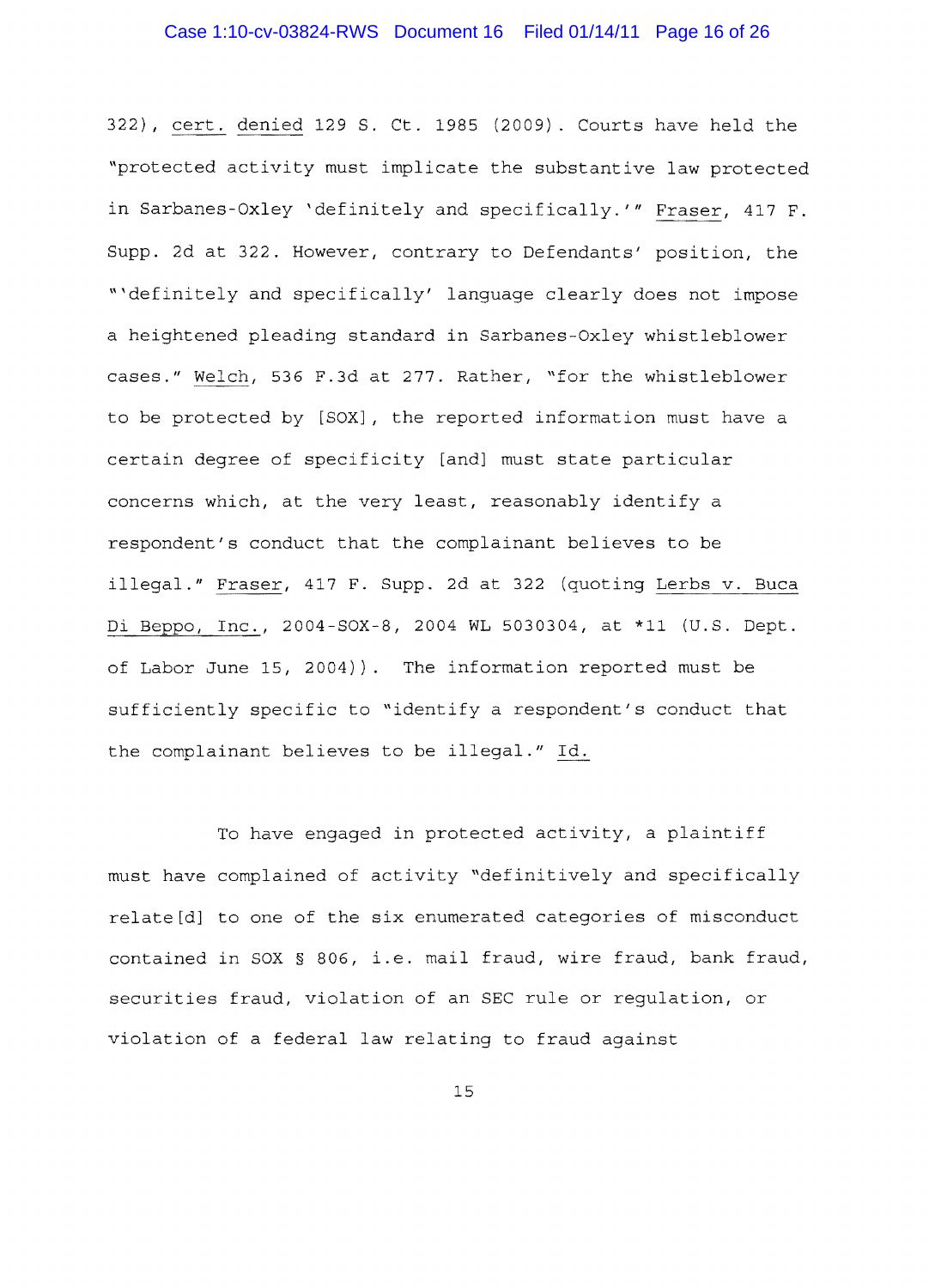322), cert. denied 129 S. Ct. 1985 (2009). Courts have held the "protected activity must implicate the substantive law protected in Sarbanes-Oxley 'definitely and specifically.'" Fraser, 417 F. Supp. 2d at 322. However, contrary to Defendants' position, the "'definitely and specifically' language clearly does not impose a heightened pleading standard in Sarbanes-Oxley whistleblower cases." Welch, 536 F.3d at 277. Rather, "for the whistleblower to be protected by [SOX], the reported information must have a certain degree of specificity [and] must state particular concerns which, at the very least, reasonably identify a respondent's conduct that the complainant believes to be illegal." Fraser, 417 F. Supp. 2d at 322 (quoting Lerbs v. Buca Di Beppo, Inc., 2004-SOX-8, 2004 WL 5030304, at *11 (U.S. Dept. of Labor June 15, 2004)). The information reported must be sufficiently specific to "identify a respondent's conduct that the complainant believes to be illegal." Id.

To have engaged in protected activity, a plaintiff must have complained of activity "definitively and specifically relate[d] to one of the six enumerated categories of misconduct contained in SOX § 806, i.e. mail fraud, wire fraud, bank fraud, securities fraud, violation of an SEC rule or regulation, or violation of a federal law relating to fraud against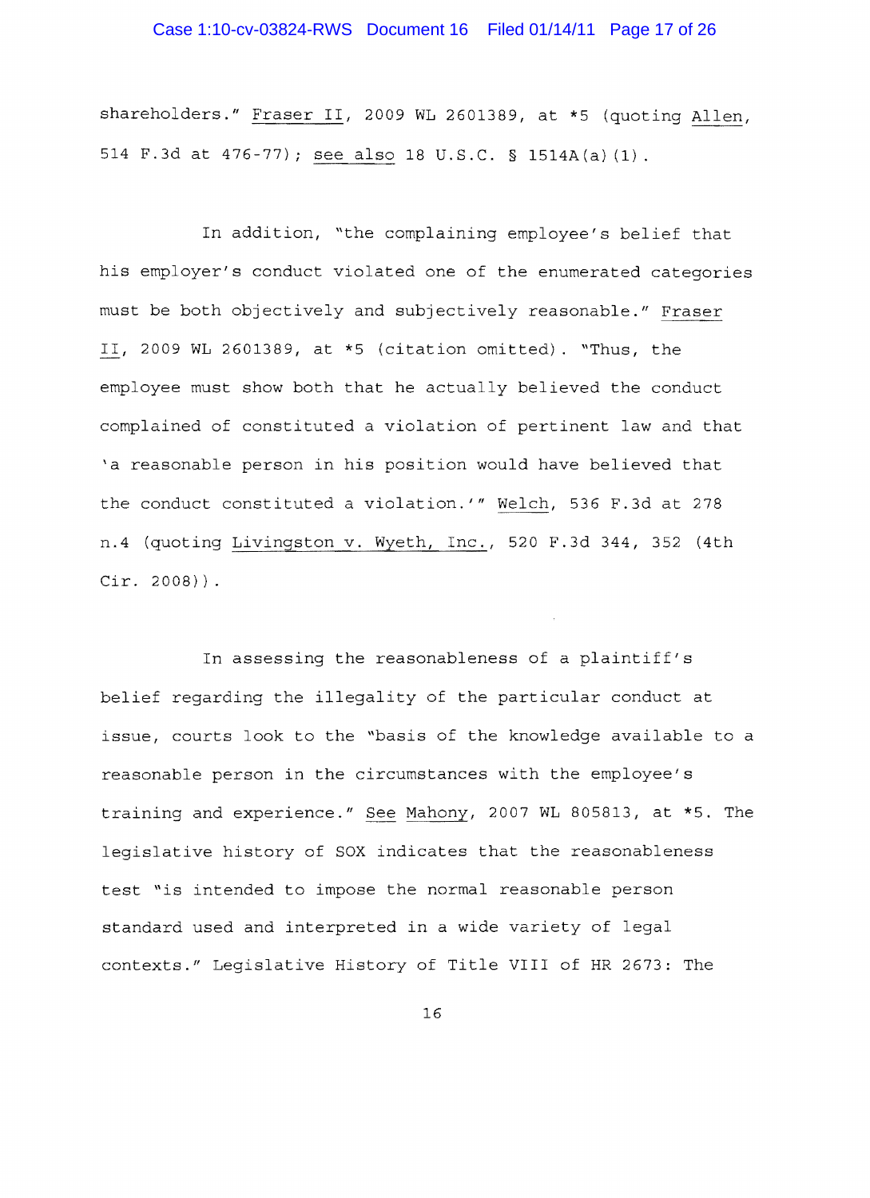shareholders." Fraser II, 2009 WL 2601389, at *5 (quoting Allen, 514 F.3d at 476-77); see also 18 U.S.C. § 1514A(a)(1).

In addition, "the complaining employee's belief that his employer's conduct violated one of the enumerated categories must be both objectively and subjectively reasonable." Fraser II, 2009 WL 2601389, at *5 (citation omitted). "Thus, the employee must show both that he actually believed the conduct complained of constituted a violation of pertinent law and that 'a reasonable person in his position would have believed that the conduct constituted a violation.'" Welch, 536 F.3d at 278 n.4 (quoting Livingston v. Wyeth, Inc., 520 F.3d 344, 352 (4th Cir. 2008)).

In assessing the reasonableness of a plaintiff's belief regarding the illegality of the particular conduct at issue, courts look to the "basis of the knowledge available to a reasonable person in the circumstances with the employee's training and experience." See Mahony, 2007 WL 805813, at *5. The legislative history of SOX indicates that the reasonableness test "is intended to impose the normal reasonable person standard used and interpreted in a wide variety of legal contexts." Legislative History of Title VIII of HR 2673: The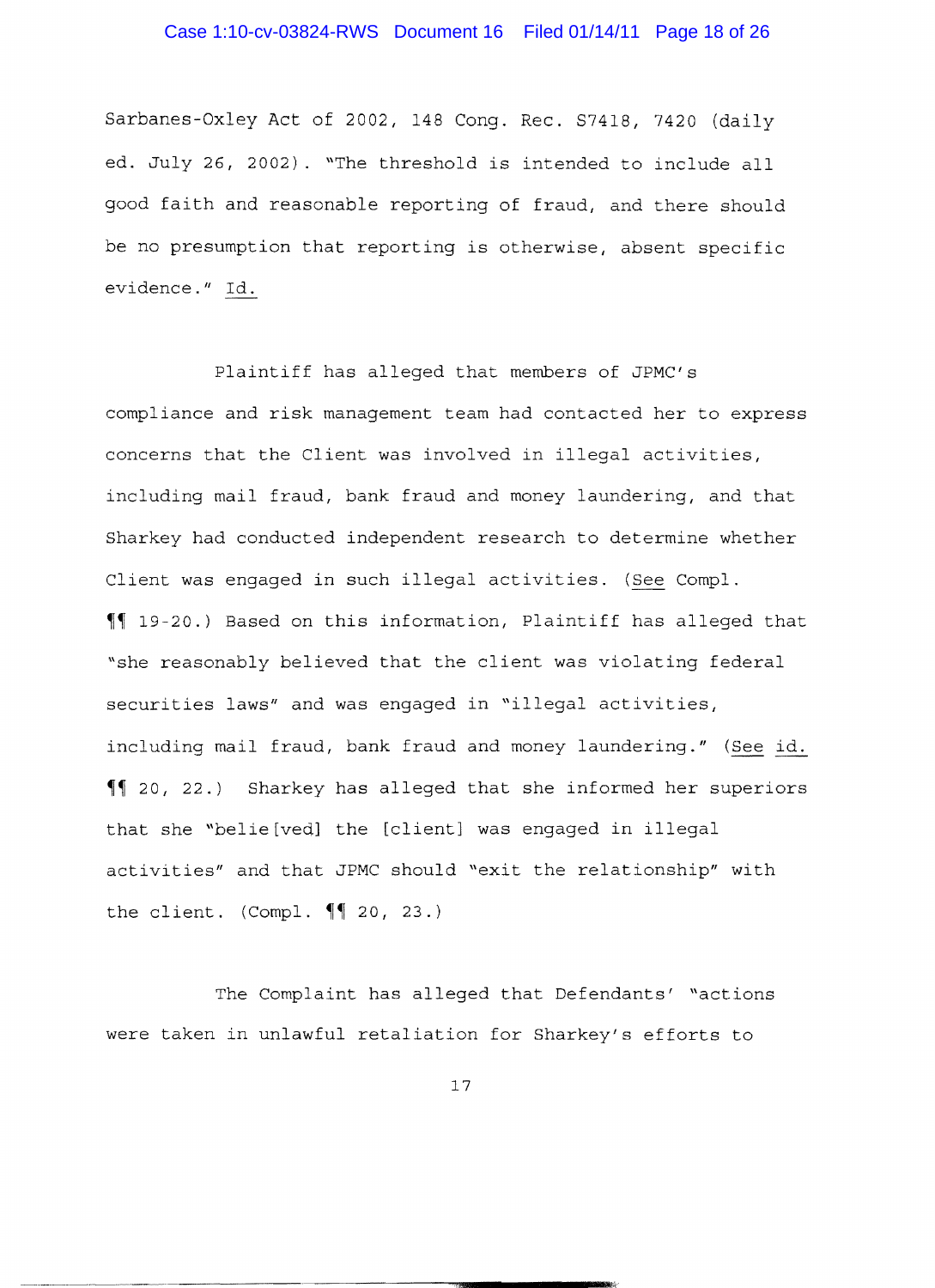Sarbanes-Oxley Act of 2002, 148 Cong. Rec. S7418, 7420 (daily ed. July 26, 2002). "The threshold is intended to include all good faith and reasonable reporting of fraud, and there should be no presumption that reporting is otherwise, absent specific evidence." Id.

Plaintiff has alleged that members of JPMC's compliance and risk management team had contacted her to express concerns that the Client was involved in illegal activities, including mail fraud, bank fraud and money laundering, and that Sharkey had conducted independent research to determine whether Client was engaged in such illegal activities. (See Compl. ¶¶ 19-20.) Based on this information, Plaintiff has alleged that "she reasonably believed that the client was violating federal securities laws" and was engaged in "illegal activities, including mail fraud, bank fraud and money laundering." (See id. ¶¶ 20, 22.) Sharkey has alleged that she informed her superiors that she "belie[ved] the [client] was engaged in illegal activities" and that JPMC should "exit the relationship" with the client. (Compl. ¶¶ 20, 23.)

The Complaint has alleged that Defendants' "actions were taken in unlawful retaliation for Sharkey's efforts to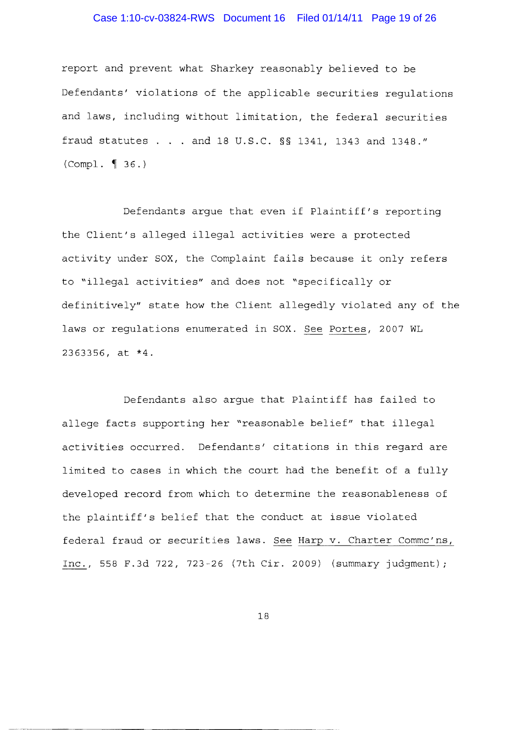report and prevent what Sharkey reasonably believed to be Defendants' violations of the applicable securities regulations and laws, including without limitation, the federal securities fraud statutes . . . and 18 U.S.C. §§ 1341, 1343 and 1348." (Compl. ¶ 36.)

Defendants argue that even if Plaintiff's reporting the Client's alleged illegal activities were a protected activity under SOX, the Complaint fails because it only refers to "illegal activities" and does not "specifically or definitively" state how the Client allegedly violated any of the laws or regulations enumerated in SOX. See Portes, 2007 WL 2363356, at *4.

Defendants also argue that Plaintiff has failed to allege facts supporting her "reasonable belief" that illegal activities occurred. Defendants' citations in this regard are limited to cases in which the court had the benefit of a fully developed record from which to determine the reasonableness of the plaintiff's belief that the conduct at issue violated federal fraud or securities laws. See Harp v. Charter Commc'ns, Inc., 558 F.3d 722, 723-26 (7th Cir. 2009) (summary judgment);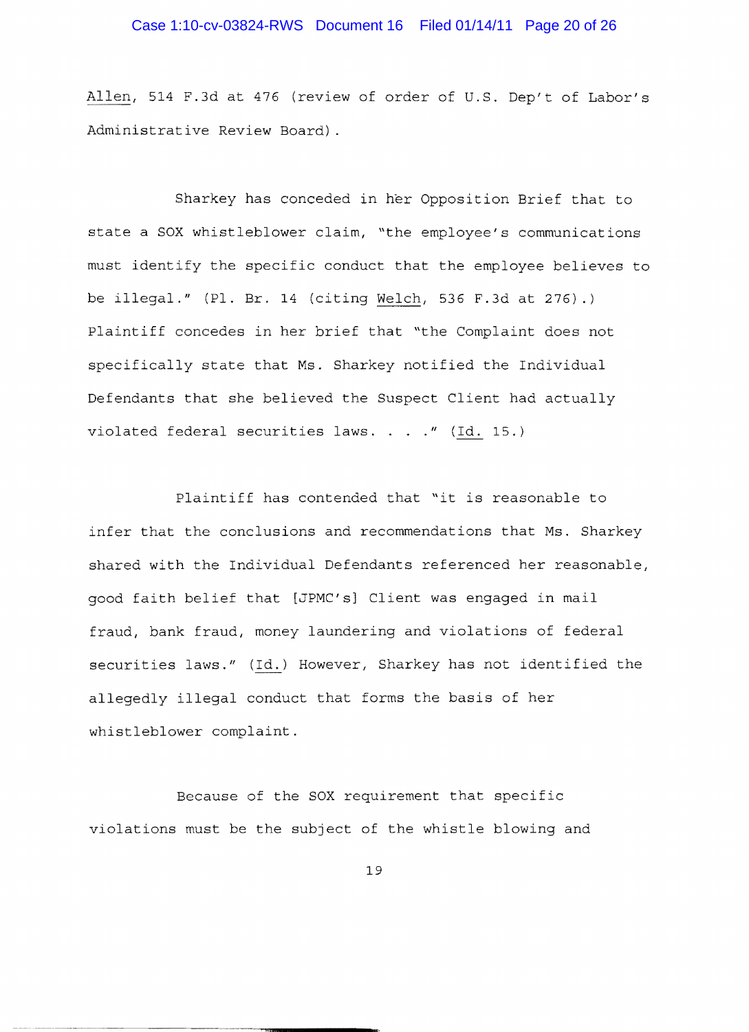Allen, 514 F.3d at 476 (review of order of U.S. Dep't of Labor's Administrative Review Board).

Sharkey has conceded in her Opposition Brief that to state a SOX whistleblower claim, "the employee's communications must identify the specific conduct that the employee believes to be illegal." (Pl. Br. 14 (citing Welch, 536 F.3d at 276).) Plaintiff concedes in her brief that "the Complaint does not specifically state that Ms. Sharkey notified the Individual Defendants that she believed the Suspect Client had actually violated federal securities laws. . . ." (Id. 15.)

Plaintiff has contended that "it is reasonable to infer that the conclusions and recommendations that Ms. Sharkey shared with the Individual Defendants referenced her reasonable, good faith belief that [JPMC's] Client was engaged in mail fraud, bank fraud, money laundering and violations of federal securities laws." (Id.) However, Sharkey has not identified the allegedly illegal conduct that forms the basis of her whistleblower complaint.

Because of the SOX requirement that specific violations must be the subject of the whistle blowing and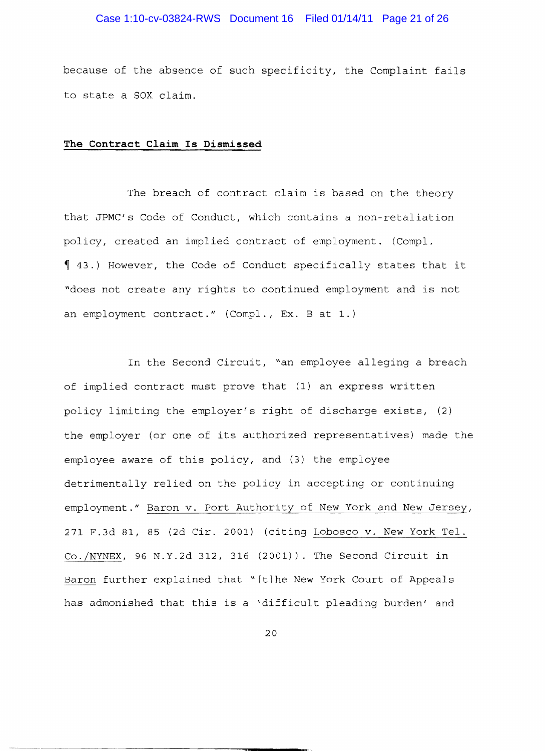because of the absence of such specificity, the Complaint fails to state a SOX claim.

**The Contract Claim Is Dismissed**

The breach of contract claim is based on the theory that JPMC's Code of Conduct, which contains a non-retaliation policy, created an implied contract of employment. (Compl. ¶ 43.) However, the Code of Conduct specifically states that it "does not create any rights to continued employment and is not an employment contract." (Compl., Ex. B at 1.)

In the Second Circuit, "an employee alleging a breach of implied contract must prove that (1) an express written policy limiting the employer's right of discharge exists, (2) the employer (or one of its authorized representatives) made the employee aware of this policy, and (3) the employee detrimentally relied on the policy in accepting or continuing employment." Baron v. Port Authority of New York and New Jersey, 271 F.3d 81, 85 (2d Cir. 2001) (citing Lobosco v. New York Tel. Co./NYNEX, 96 N.Y.2d 312, 316 (2001)). The Second Circuit in Baron further explained that "[t]he New York Court of Appeals has admonished that this is a 'difficult pleading burden' and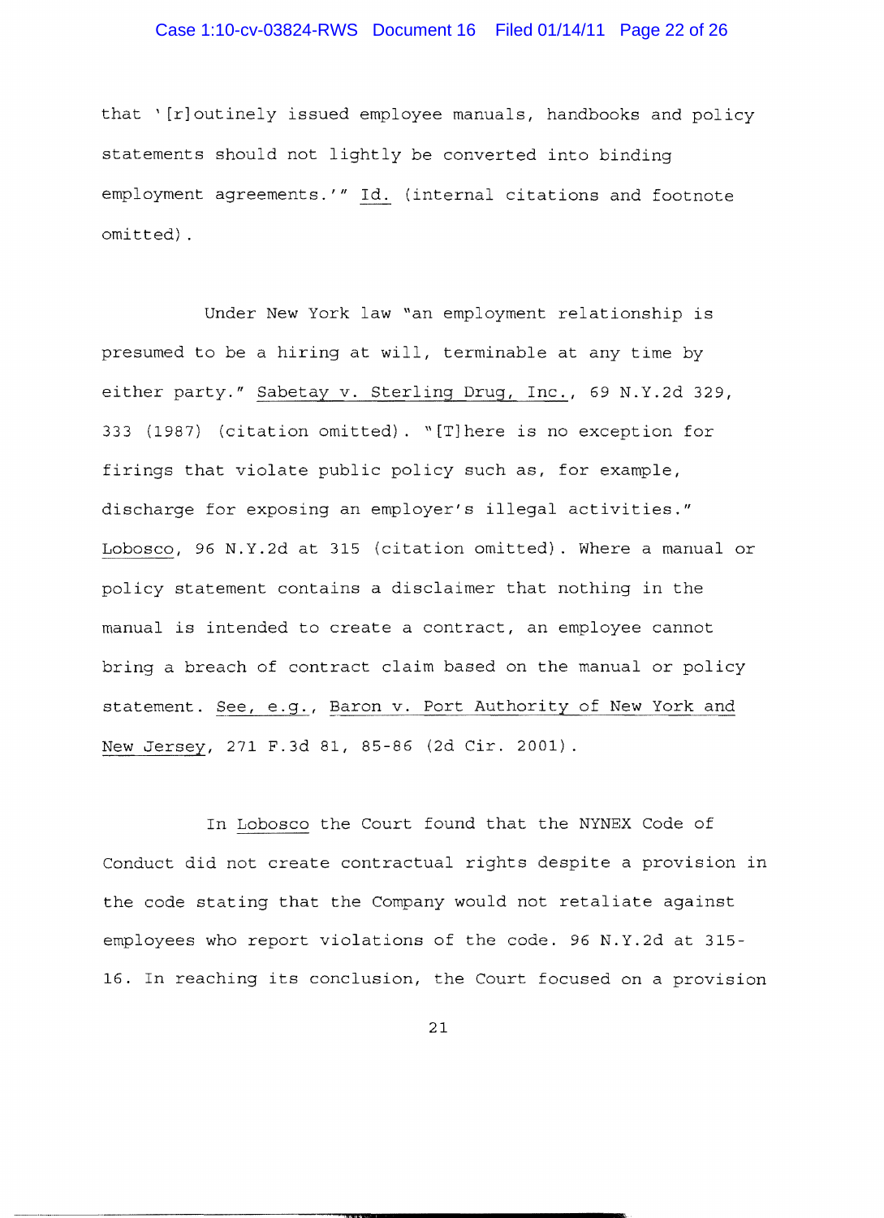that '[r]outinely issued employee manuals, handbooks and policy statements should not lightly be converted into binding employment agreements.'" Id. (internal citations and footnote omitted).

Under New York law "an employment relationship is presumed to be a hiring at will, terminable at any time by either party." Sabetay v. Sterling Drug, Inc., 69 N.Y.2d 329, 333 (1987) (citation omitted). "[T]here is no exception for firings that violate public policy such as, for example, discharge for exposing an employer's illegal activities." Lobosco, 96 N.Y.2d at 315 (citation omitted). Where a manual or policy statement contains a disclaimer that nothing in the manual is intended to create a contract, an employee cannot bring a breach of contract claim based on the manual or policy statement. See, e.g., Baron v. Port Authority of New York and New Jersey, 271 F.3d 81, 85-86 (2d Cir. 2001).

In Lobosco the Court found that the NYNEX Code of Conduct did not create contractual rights despite a provision in the code stating that the Company would not retaliate against employees who report violations of the code. 96 N.Y.2d at 315-16. In reaching its conclusion, the Court focused on a provision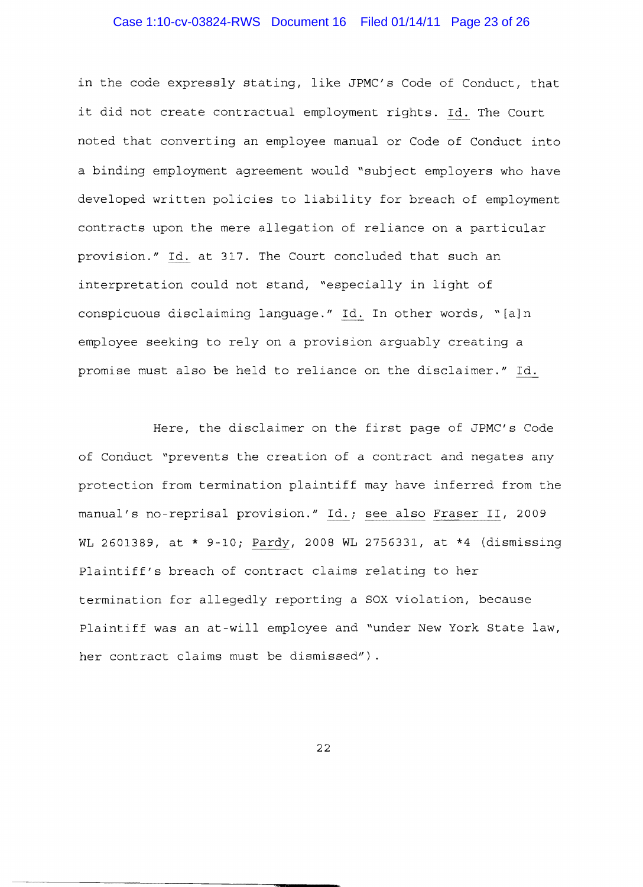in the code expressly stating, like JPMC's Code of Conduct, that it did not create contractual employment rights. Id. The Court noted that converting an employee manual or Code of Conduct into a binding employment agreement would "subject employers who have developed written policies to liability for breach of employment contracts upon the mere allegation of reliance on a particular provision." Id. at 317. The Court concluded that such an interpretation could not stand, "especially in light of conspicuous disclaiming language." Id. In other words, "[a]n employee seeking to rely on a provision arguably creating a promise must also be held to reliance on the disclaimer." Id.

Here, the disclaimer on the first page of JPMC's Code of Conduct "prevents the creation of a contract and negates any protection from termination plaintiff may have inferred from the manual's no-reprisal provision." Id.; see also Fraser II, 2009 WL 2601389, at * 9-10; Pardy, 2008 WL 2756331, at *4 (dismissing Plaintiff's breach of contract claims relating to her termination for allegedly reporting a SOX violation, because Plaintiff was an at-will employee and "under New York State law, her contract claims must be dismissed").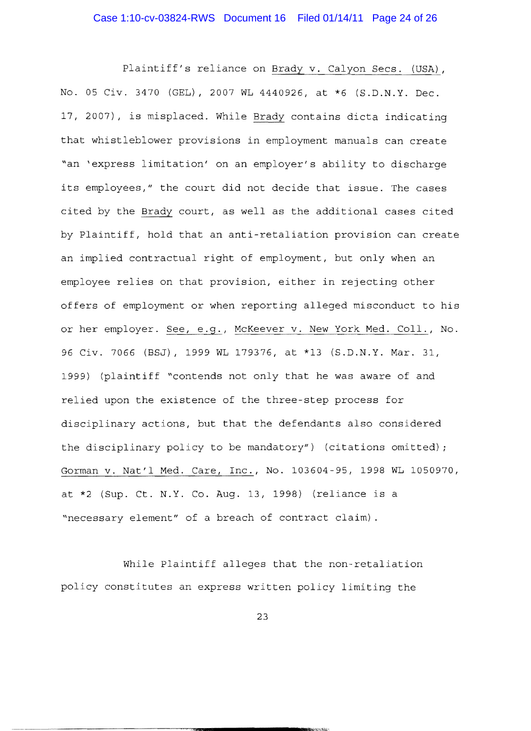Plaintiff's reliance on Brady v. Calyon Secs. (USA), No. 05 Civ. 3470 (GEL), 2007 WL 4440926, at *6 (S.D.N.Y. Dec. 17, 2007), is misplaced. While Brady contains dicta indicating that whistleblower provisions in employment manuals can create "an 'express limitation' on an employer's ability to discharge its employees," the court did not decide that issue. The cases cited by the Brady court, as well as the additional cases cited by Plaintiff, hold that an anti-retaliation provision can create an implied contractual right of employment, but only when an employee relies on that provision, either in rejecting other offers of employment or when reporting alleged misconduct to his or her employer. See, e.g., McKeever v. New York Med. Coll., No. 96 Civ. 7066 (BSJ), 1999 WL 179376, at *13 (S.D.N.Y. Mar. 31, 1999) (plaintiff "contends not only that he was aware of and relied upon the existence of the three-step process for disciplinary actions, but that the defendants also considered the disciplinary policy to be mandatory") (citations omitted); Gorman v. Nat'l Med. Care, Inc., No. 103604-95, 1998 WL 1050970, at *2 (Sup. Ct. N.Y. Co. Aug. 13, 1998) (reliance is a "necessary element" of a breach of contract claim).

While Plaintiff alleges that the non-retaliation policy constitutes an express written policy limiting the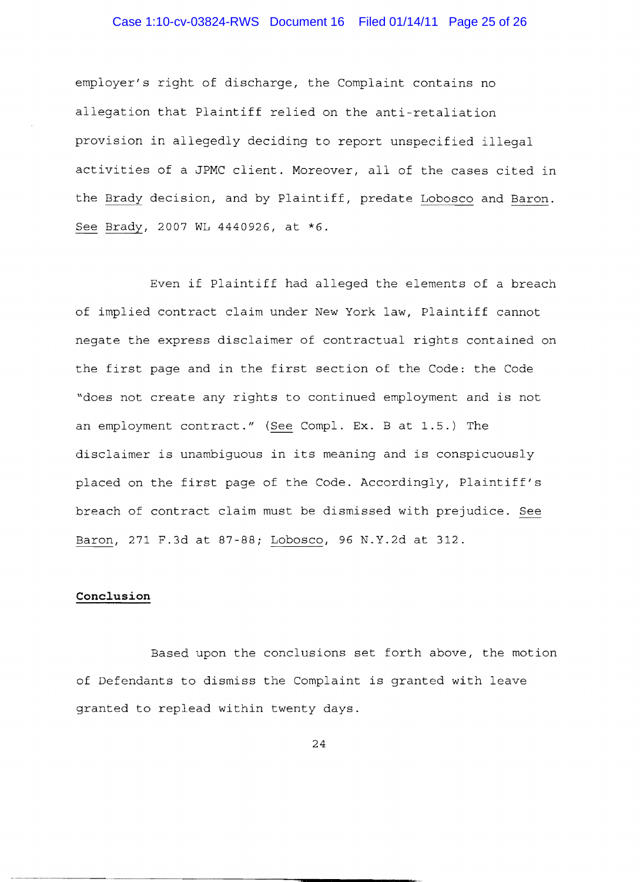employer's right of discharge, the Complaint contains no allegation that Plaintiff relied on the anti-retaliation provision in allegedly deciding to report unspecified illegal activities of a JPMC client. Moreover, all of the cases cited in the Brady decision, and by Plaintiff, predate Lobosco and Baron. See Brady, 2007 WL 4440926, at *6.

Even if Plaintiff had alleged the elements of a breach of implied contract claim under New York law, Plaintiff cannot negate the express disclaimer of contractual rights contained on the first page and in the first section of the Code: the Code "does not create any rights to continued employment and is not an employment contract." (See Compl. Ex. B at 1.5.) The disclaimer is unambiguous in its meaning and is conspicuously placed on the first page of the Code. Accordingly, Plaintiff's breach of contract claim must be dismissed with prejudice. See Baron, 271 F.3d at 87-88; Lobosco, 96 N.Y.2d at 312.

## Conclusion

Based upon the conclusions set forth above, the motion of Defendants to dismiss the Complaint is granted with leave granted to replead within twenty days.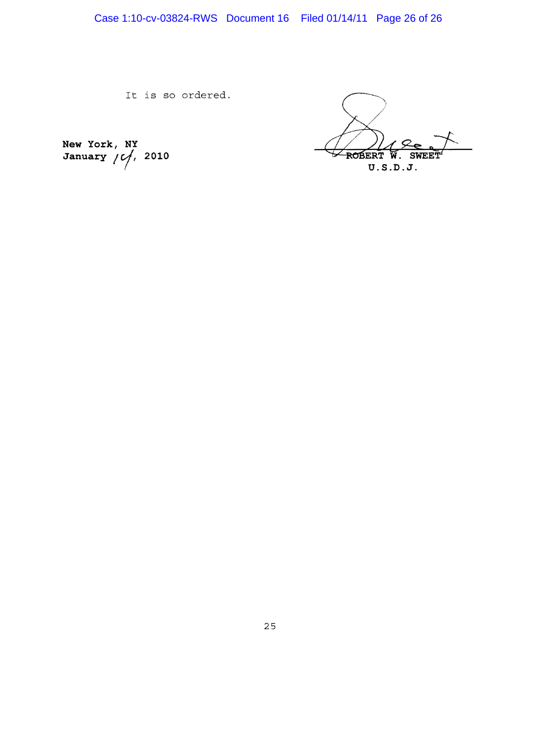It is so ordered.

New York, NY
January 14, 2010

ROBERT W. SWEET
U.S.D.J.